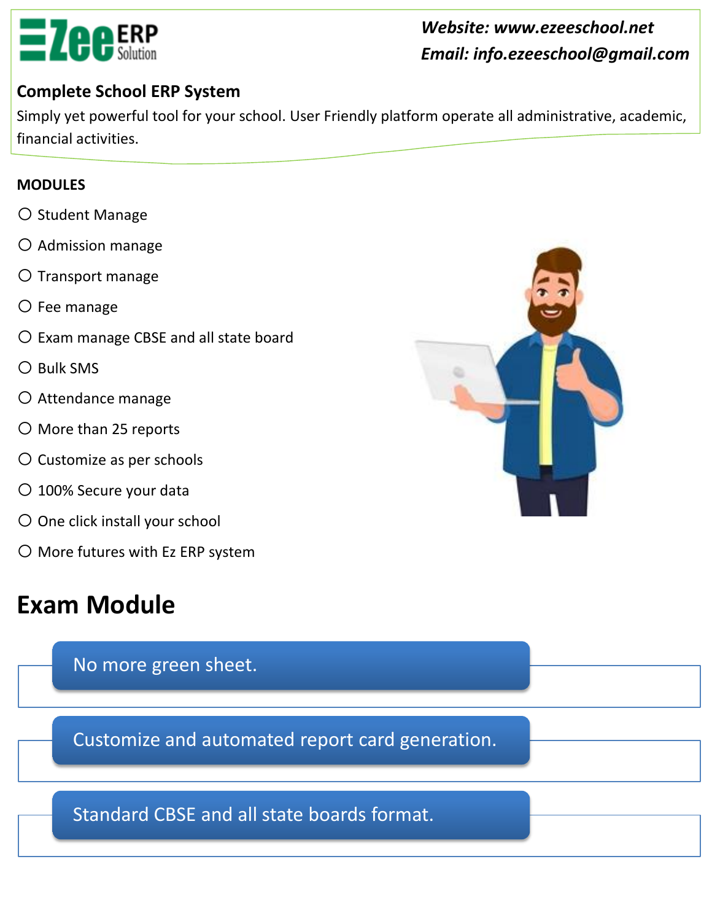EZee ERP Solution

*Website: www.ezeeschool.net*

*Email: info.ezeeschool@gmail.com*

**Complete School ERP System**

Simply yet powerful tool for your school. User Friendly platform operate all administrative, academic, financial activities.

**MODULES**

- Student Manage
- Admission manage
- Transport manage
- Fee manage
- Exam manage CBSE and all state board
- Bulk SMS
- Attendance manage
- More than 25 reports
- Customize as per schools
- 100% Secure your data
- One click install your school
- More futures with Ez ERP system

# Exam Module

- No more green sheet.
- Customize and automated report card generation.
- Standard CBSE and all state boards format.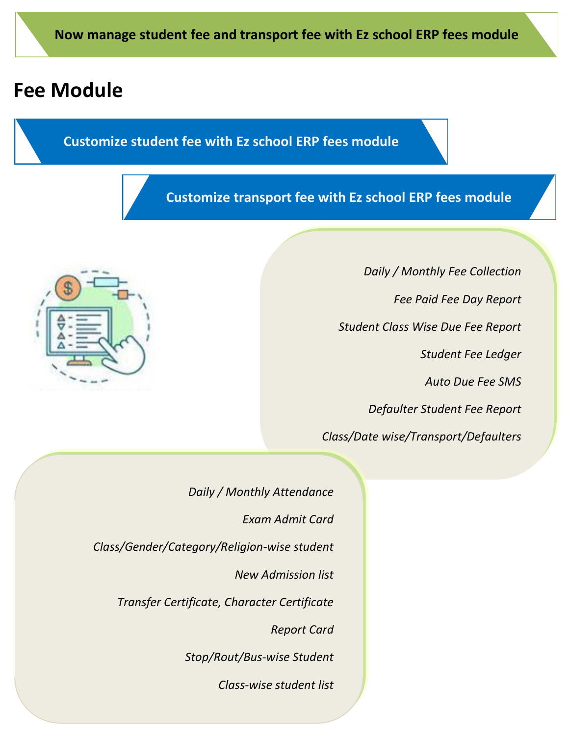**Now manage student fee and transport fee with Ez school ERP fees module**

# Fee Module

**Customize student fee with Ez school ERP fees module**

**Customize transport fee with Ez school ERP fees module**

*Daily / Monthly Fee Collection*

*Fee Paid Fee Day Report*

*Student Class Wise Due Fee Report*

*Student Fee Ledger*

*Auto Due Fee SMS*

*Defaulter Student Fee Report*

*Class/Date wise/Transport/Defaulters*

*Daily / Monthly Attendance*

*Exam Admit Card*

*Class/Gender/Category/Religion-wise student*

*New Admission list*

*Transfer Certificate, Character Certificate*

*Report Card*

*Stop/Rout/Bus-wise Student*

*Class-wise student list*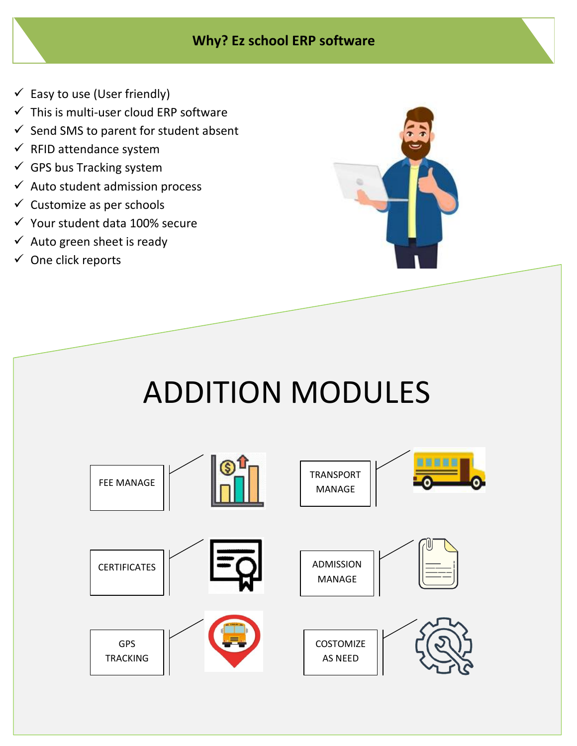## Why? Ez school ERP software

- ✓ Easy to use (User friendly)
- ✓ This is multi-user cloud ERP software
- ✓ Send SMS to parent for student absent
- ✓ RFID attendance system
- ✓ GPS bus Tracking system
- ✓ Auto student admission process
- ✓ Customize as per schools
- ✓ Your student data 100% secure
- ✓ Auto green sheet is ready
- ✓ One click reports

# ADDITION MODULES

- FEE MANAGE
- TRANSPORT MANAGE
- CERTIFICATES
- ADMISSION MANAGE
- GPS TRACKING
- COSTOMIZE AS NEED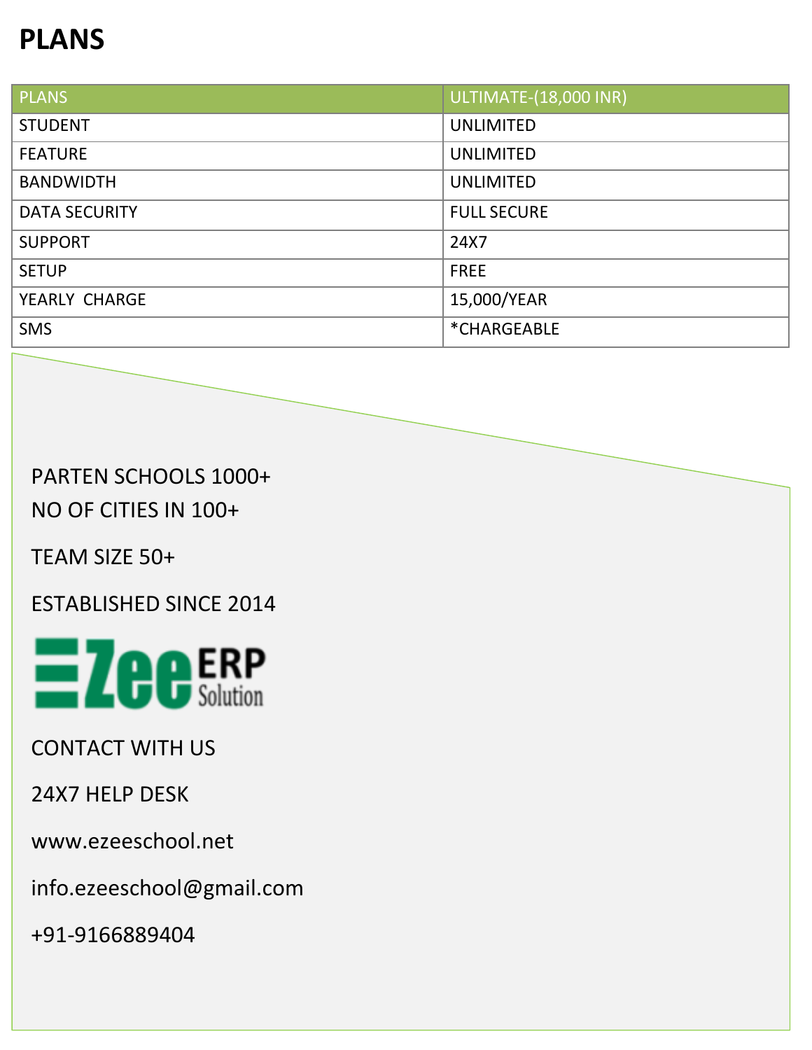# PLANS

| PLANS | ULTIMATE-(18,000 INR) |
|---|---|
| STUDENT | UNLIMITED |
| FEATURE | UNLIMITED |
| BANDWIDTH | UNLIMITED |
| DATA SECURITY | FULL SECURE |
| SUPPORT | 24X7 |
| SETUP | FREE |
| YEARLY CHARGE | 15,000/YEAR |
| SMS | *CHARGEABLE |

PARTEN SCHOOLS 1000+
NO OF CITIES IN 100+

TEAM SIZE 50+

ESTABLISHED SINCE 2014

EZee ERP Solution

CONTACT WITH US

24X7 HELP DESK

www.ezeeschool.net

info.ezeeschool@gmail.com

+91-9166889404